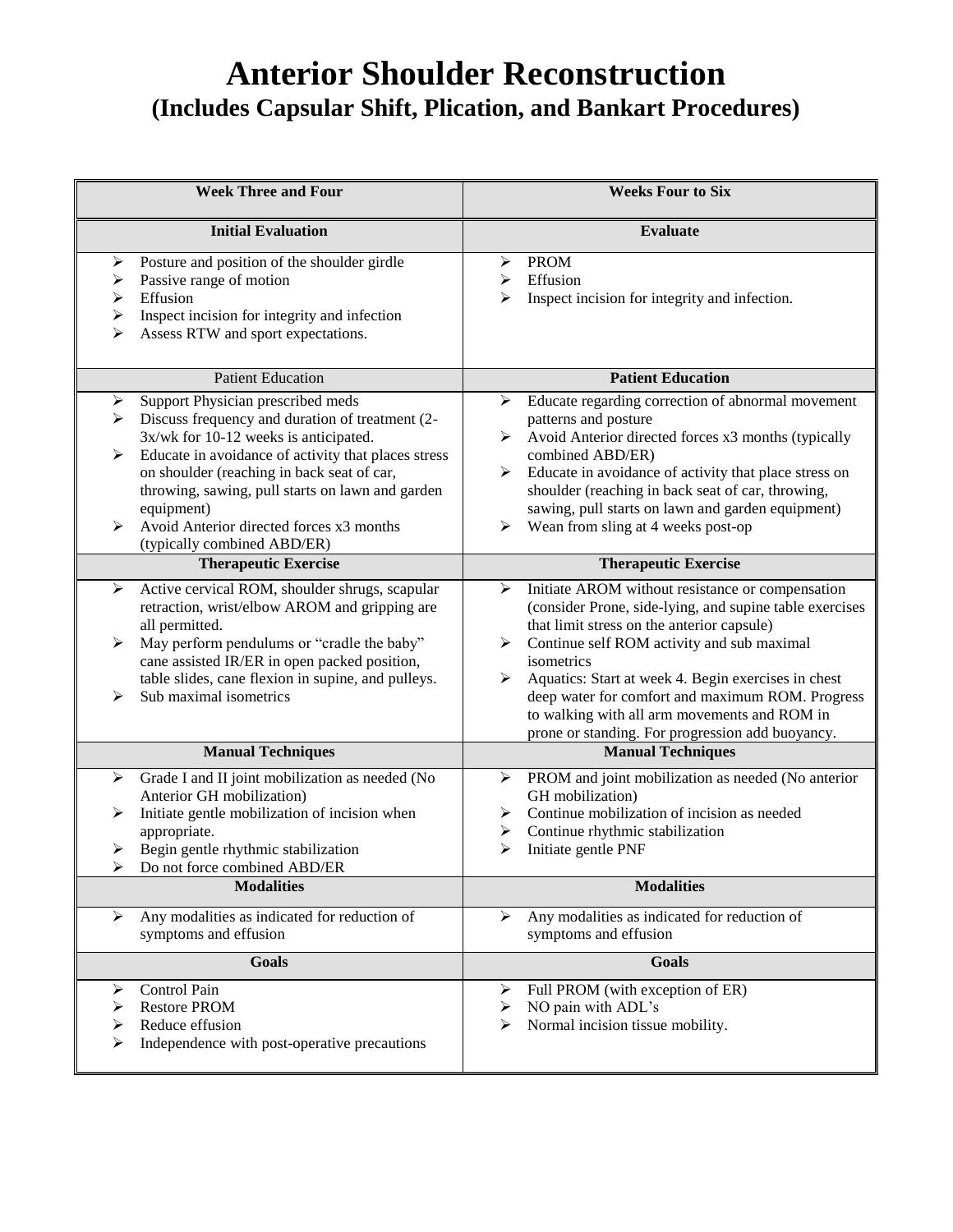# Anterior Shoulder Reconstruction
## (Includes Capsular Shift, Plication, and Bankart Procedures)

| Week Three and Four | Weeks Four to Six |
|---|---|
| **Initial Evaluation** | **Evaluate** |
| ➢ Posture and position of the shoulder girdle<br>➢ Passive range of motion<br>➢ Effusion<br>➢ Inspect incision for integrity and infection<br>➢ Assess RTW and sport expectations. | ➢ PROM<br>➢ Effusion<br>➢ Inspect incision for integrity and infection. |
| Patient Education | **Patient Education** |
| ➢ Support Physician prescribed meds<br>➢ Discuss frequency and duration of treatment (2-3x/wk for 10-12 weeks is anticipated.<br>➢ Educate in avoidance of activity that places stress on shoulder (reaching in back seat of car, throwing, sawing, pull starts on lawn and garden equipment)<br>➢ Avoid Anterior directed forces x3 months (typically combined ABD/ER) | ➢ Educate regarding correction of abnormal movement patterns and posture<br>➢ Avoid Anterior directed forces x3 months (typically combined ABD/ER)<br>➢ Educate in avoidance of activity that place stress on shoulder (reaching in back seat of car, throwing, sawing, pull starts on lawn and garden equipment)<br>➢ Wean from sling at 4 weeks post-op |
| **Therapeutic Exercise** | **Therapeutic Exercise** |
| ➢ Active cervical ROM, shoulder shrugs, scapular retraction, wrist/elbow AROM and gripping are all permitted.<br>➢ May perform pendulums or "cradle the baby" cane assisted IR/ER in open packed position, table slides, cane flexion in supine, and pulleys.<br>➢ Sub maximal isometrics | ➢ Initiate AROM without resistance or compensation (consider Prone, side-lying, and supine table exercises that limit stress on the anterior capsule)<br>➢ Continue self ROM activity and sub maximal isometrics<br>➢ Aquatics: Start at week 4. Begin exercises in chest deep water for comfort and maximum ROM. Progress to walking with all arm movements and ROM in prone or standing. For progression add buoyancy. |
| **Manual Techniques** | **Manual Techniques** |
| ➢ Grade I and II joint mobilization as needed (No Anterior GH mobilization)<br>➢ Initiate gentle mobilization of incision when appropriate.<br>➢ Begin gentle rhythmic stabilization<br>➢ Do not force combined ABD/ER | ➢ PROM and joint mobilization as needed (No anterior GH mobilization)<br>➢ Continue mobilization of incision as needed<br>➢ Continue rhythmic stabilization<br>➢ Initiate gentle PNF |
| **Modalities** | **Modalities** |
| ➢ Any modalities as indicated for reduction of symptoms and effusion | ➢ Any modalities as indicated for reduction of symptoms and effusion |
| **Goals** | **Goals** |
| ➢ Control Pain<br>➢ Restore PROM<br>➢ Reduce effusion<br>➢ Independence with post-operative precautions | ➢ Full PROM (with exception of ER)<br>➢ NO pain with ADL's<br>➢ Normal incision tissue mobility. |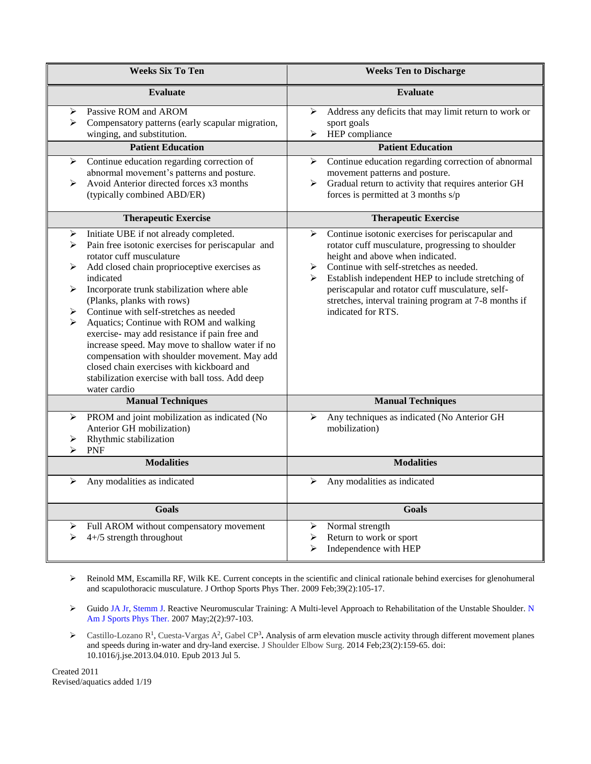| Weeks Six To Ten | Weeks Ten to Discharge |
|---|---|
| **Evaluate** | **Evaluate** |
| ➢ Passive ROM and AROM<br>➢ Compensatory patterns (early scapular migration, winging, and substitution. | ➢ Address any deficits that may limit return to work or sport goals<br>➢ HEP compliance |
| **Patient Education** | **Patient Education** |
| ➢ Continue education regarding correction of abnormal movement's patterns and posture.<br>➢ Avoid Anterior directed forces x3 months (typically combined ABD/ER) | ➢ Continue education regarding correction of abnormal movement patterns and posture.<br>➢ Gradual return to activity that requires anterior GH forces is permitted at 3 months s/p |
| **Therapeutic Exercise** | **Therapeutic Exercise** |
| ➢ Initiate UBE if not already completed.<br>➢ Pain free isotonic exercises for periscapular and rotator cuff musculature<br>➢ Add closed chain proprioceptive exercises as indicated<br>➢ Incorporate trunk stabilization where able (Planks, planks with rows)<br>➢ Continue with self-stretches as needed<br>➢ Aquatics; Continue with ROM and walking exercise- may add resistance if pain free and increase speed. May move to shallow water if no compensation with shoulder movement. May add closed chain exercises with kickboard and stabilization exercise with ball toss. Add deep water cardio | ➢ Continue isotonic exercises for periscapular and rotator cuff musculature, progressing to shoulder height and above when indicated.<br>➢ Continue with self-stretches as needed.<br>➢ Establish independent HEP to include stretching of periscapular and rotator cuff musculature, self-stretches, interval training program at 7-8 months if indicated for RTS. |
| **Manual Techniques** | **Manual Techniques** |
| ➢ PROM and joint mobilization as indicated (No Anterior GH mobilization)<br>➢ Rhythmic stabilization<br>➢ PNF | ➢ Any techniques as indicated (No Anterior GH mobilization) |
| **Modalities** | **Modalities** |
| ➢ Any modalities as indicated | ➢ Any modalities as indicated |
| **Goals** | **Goals** |
| ➢ Full AROM without compensatory movement<br>➢ 4+/5 strength throughout | ➢ Normal strength<br>➢ Return to work or sport<br>➢ Independence with HEP |

- Reinold MM, Escamilla RF, Wilk KE. Current concepts in the scientific and clinical rationale behind exercises for glenohumeral and scapulothoracic musculature. J Orthop Sports Phys Ther. 2009 Feb;39(2):105-17.

- Guido JA Jr, Stemm J. Reactive Neuromuscular Training: A Multi-level Approach to Rehabilitation of the Unstable Shoulder. N Am J Sports Phys Ther. 2007 May;2(2):97-103.

- Castillo-Lozano R[1], Cuesta-Vargas A[2], Gabel CP[3]**.** Analysis of arm elevation muscle activity through different movement planes and speeds during in-water and dry-land exercise. J Shoulder Elbow Surg. 2014 Feb;23(2):159-65. doi: 10.1016/j.jse.2013.04.010. Epub 2013 Jul 5.

Created 2011
Revised/aquatics added 1/19